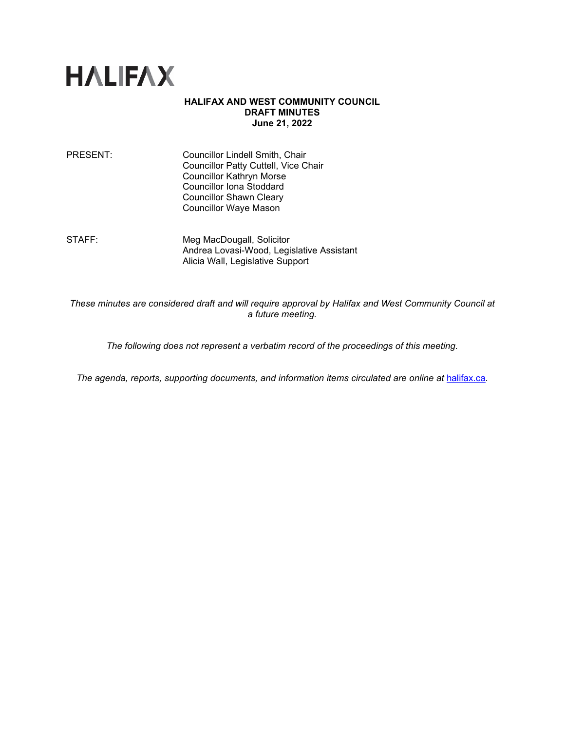# HALIFAX

**HALIFAX AND WEST COMMUNITY COUNCIL**
**DRAFT MINUTES**
**June 21, 2022**

PRESENT: Councillor Lindell Smith, Chair
Councillor Patty Cuttell, Vice Chair
Councillor Kathryn Morse
Councillor Iona Stoddard
Councillor Shawn Cleary
Councillor Waye Mason

STAFF: Meg MacDougall, Solicitor
Andrea Lovasi-Wood, Legislative Assistant
Alicia Wall, Legislative Support

*These minutes are considered draft and will require approval by Halifax and West Community Council at a future meeting.*

*The following does not represent a verbatim record of the proceedings of this meeting.*

*The agenda, reports, supporting documents, and information items circulated are online at* [halifax.ca](halifax.ca)*.*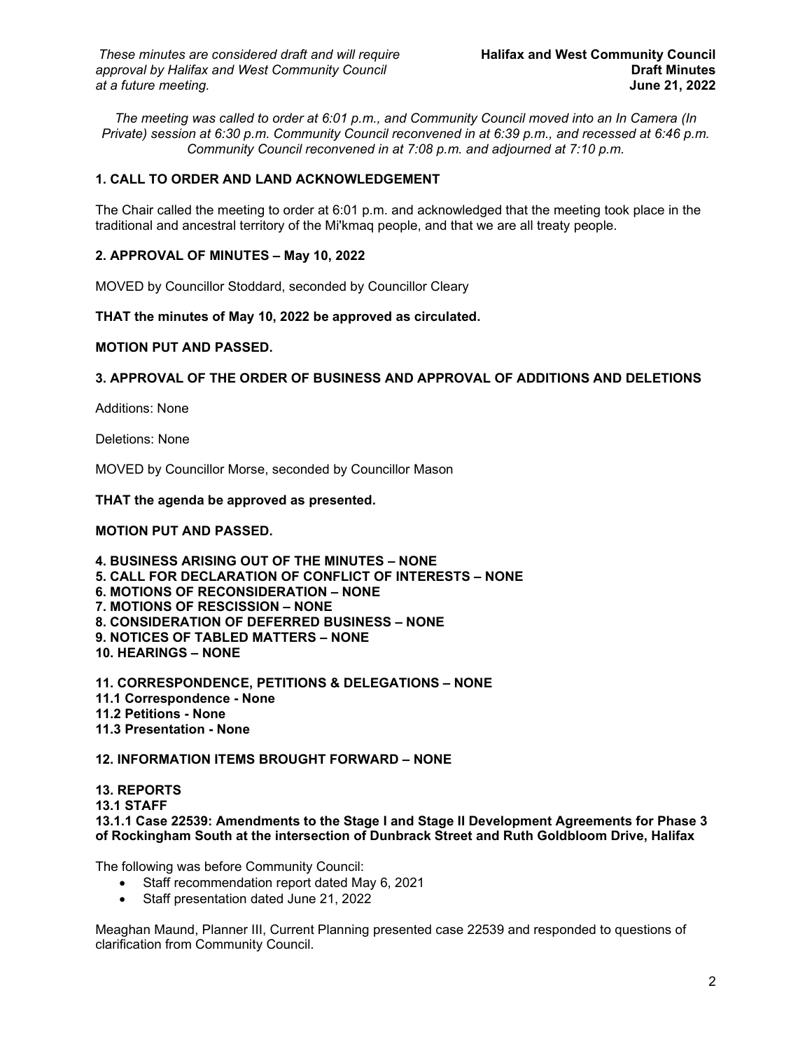*The meeting was called to order at 6:01 p.m., and Community Council moved into an In Camera (In Private) session at 6:30 p.m. Community Council reconvened in at 6:39 p.m., and recessed at 6:46 p.m. Community Council reconvened in at 7:08 p.m. and adjourned at 7:10 p.m.*

**1. CALL TO ORDER AND LAND ACKNOWLEDGEMENT**

The Chair called the meeting to order at 6:01 p.m. and acknowledged that the meeting took place in the traditional and ancestral territory of the Mi'kmaq people, and that we are all treaty people.

**2. APPROVAL OF MINUTES – May 10, 2022**

MOVED by Councillor Stoddard, seconded by Councillor Cleary

**THAT the minutes of May 10, 2022 be approved as circulated.**

**MOTION PUT AND PASSED.**

**3. APPROVAL OF THE ORDER OF BUSINESS AND APPROVAL OF ADDITIONS AND DELETIONS**

Additions: None

Deletions: None

MOVED by Councillor Morse, seconded by Councillor Mason

**THAT the agenda be approved as presented.**

**MOTION PUT AND PASSED.**

**4. BUSINESS ARISING OUT OF THE MINUTES – NONE**
**5. CALL FOR DECLARATION OF CONFLICT OF INTERESTS – NONE**
**6. MOTIONS OF RECONSIDERATION – NONE**
**7. MOTIONS OF RESCISSION – NONE**
**8. CONSIDERATION OF DEFERRED BUSINESS – NONE**
**9. NOTICES OF TABLED MATTERS – NONE**
**10. HEARINGS – NONE**

**11. CORRESPONDENCE, PETITIONS & DELEGATIONS – NONE**
**11.1 Correspondence - None**
**11.2 Petitions - None**
**11.3 Presentation - None**

**12. INFORMATION ITEMS BROUGHT FORWARD – NONE**

**13. REPORTS**
**13.1 STAFF**
**13.1.1 Case 22539: Amendments to the Stage I and Stage II Development Agreements for Phase 3 of Rockingham South at the intersection of Dunbrack Street and Ruth Goldbloom Drive, Halifax**

The following was before Community Council:

- Staff recommendation report dated May 6, 2021
- Staff presentation dated June 21, 2022

Meaghan Maund, Planner III, Current Planning presented case 22539 and responded to questions of clarification from Community Council.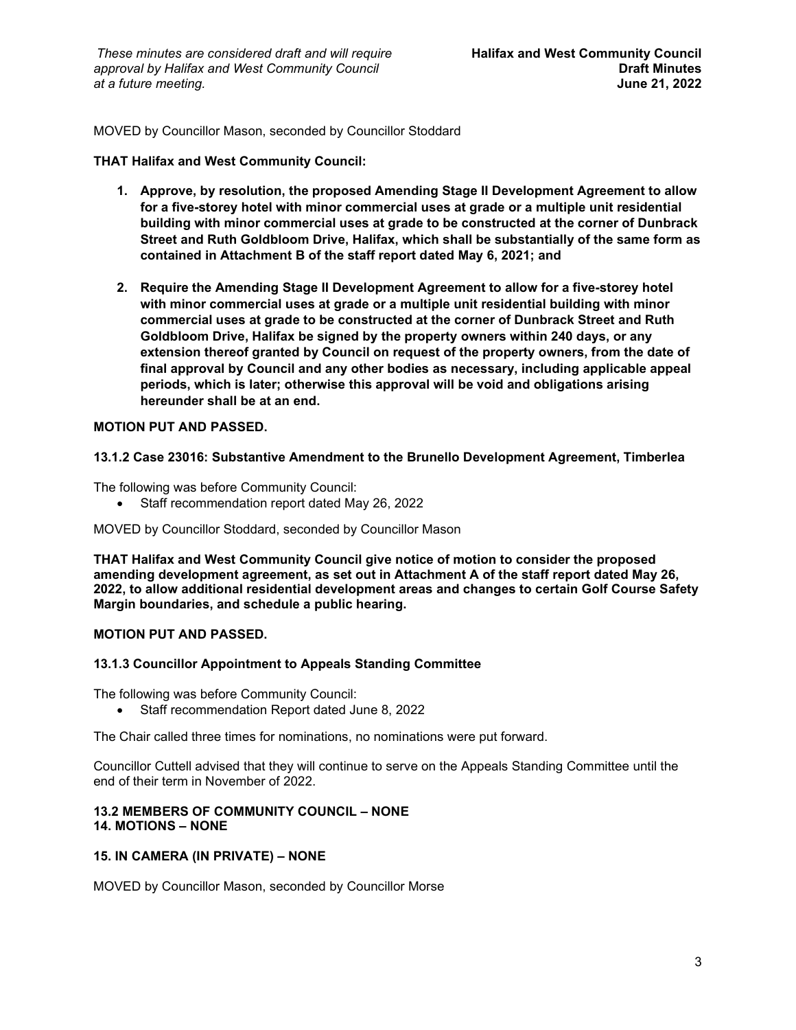MOVED by Councillor Mason, seconded by Councillor Stoddard

**THAT Halifax and West Community Council:**

1. **Approve, by resolution, the proposed Amending Stage II Development Agreement to allow for a five-storey hotel with minor commercial uses at grade or a multiple unit residential building with minor commercial uses at grade to be constructed at the corner of Dunbrack Street and Ruth Goldbloom Drive, Halifax, which shall be substantially of the same form as contained in Attachment B of the staff report dated May 6, 2021; and**

2. **Require the Amending Stage II Development Agreement to allow for a five-storey hotel with minor commercial uses at grade or a multiple unit residential building with minor commercial uses at grade to be constructed at the corner of Dunbrack Street and Ruth Goldbloom Drive, Halifax be signed by the property owners within 240 days, or any extension thereof granted by Council on request of the property owners, from the date of final approval by Council and any other bodies as necessary, including applicable appeal periods, which is later; otherwise this approval will be void and obligations arising hereunder shall be at an end.**

**MOTION PUT AND PASSED.**

### 13.1.2 Case 23016: Substantive Amendment to the Brunello Development Agreement, Timberlea

The following was before Community Council:

- Staff recommendation report dated May 26, 2022

MOVED by Councillor Stoddard, seconded by Councillor Mason

**THAT Halifax and West Community Council give notice of motion to consider the proposed amending development agreement, as set out in Attachment A of the staff report dated May 26, 2022, to allow additional residential development areas and changes to certain Golf Course Safety Margin boundaries, and schedule a public hearing.**

**MOTION PUT AND PASSED.**

### 13.1.3 Councillor Appointment to Appeals Standing Committee

The following was before Community Council:

- Staff recommendation Report dated June 8, 2022

The Chair called three times for nominations, no nominations were put forward.

Councillor Cuttell advised that they will continue to serve on the Appeals Standing Committee until the end of their term in November of 2022.

### 13.2 MEMBERS OF COMMUNITY COUNCIL – NONE

## 14. MOTIONS – NONE

## 15. IN CAMERA (IN PRIVATE) – NONE

MOVED by Councillor Mason, seconded by Councillor Morse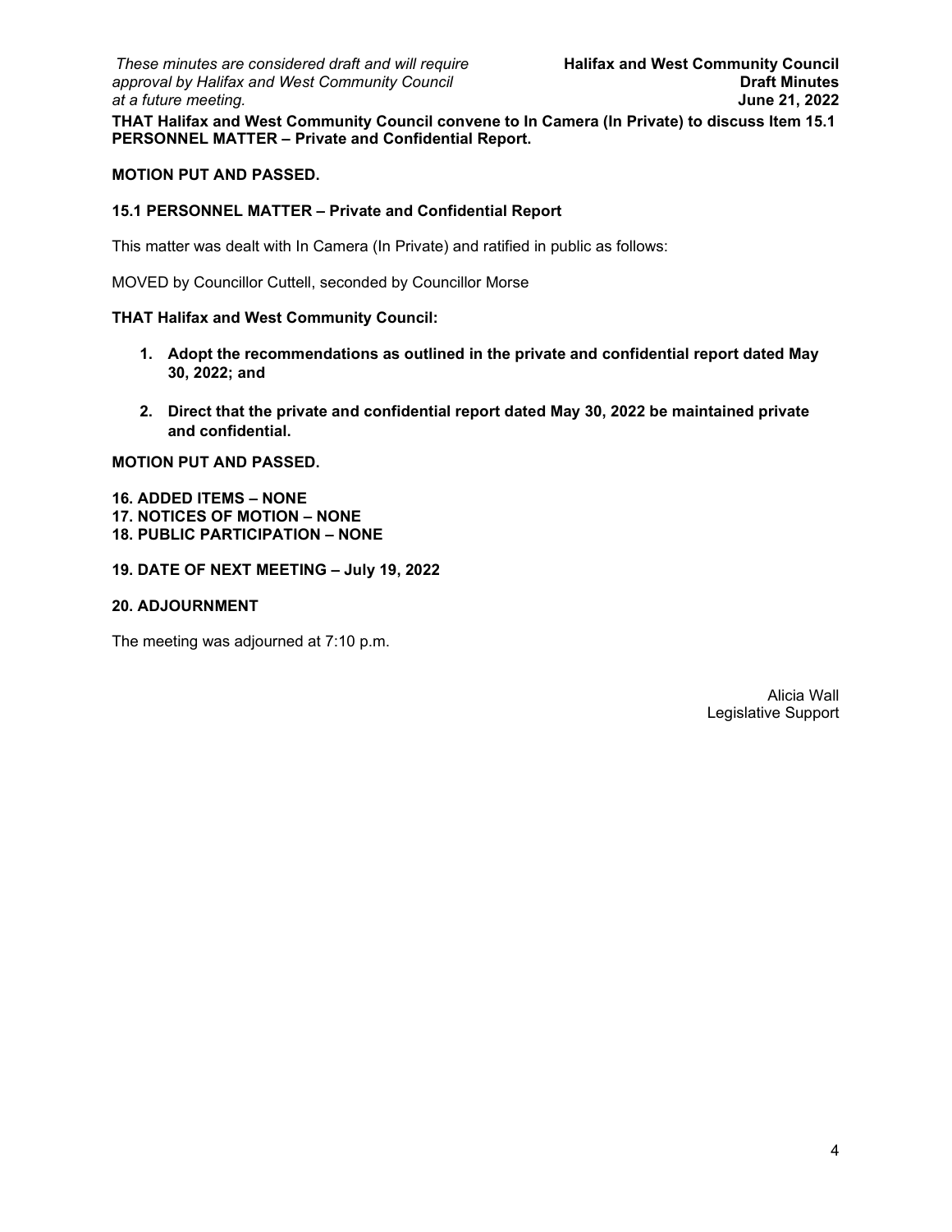**THAT Halifax and West Community Council convene to In Camera (In Private) to discuss Item 15.1 PERSONNEL MATTER – Private and Confidential Report.**

**MOTION PUT AND PASSED.**

**15.1 PERSONNEL MATTER – Private and Confidential Report**

This matter was dealt with In Camera (In Private) and ratified in public as follows:

MOVED by Councillor Cuttell, seconded by Councillor Morse

**THAT Halifax and West Community Council:**

1. **Adopt the recommendations as outlined in the private and confidential report dated May 30, 2022; and**
2. **Direct that the private and confidential report dated May 30, 2022 be maintained private and confidential.**

**MOTION PUT AND PASSED.**

**16. ADDED ITEMS – NONE**
**17. NOTICES OF MOTION – NONE**
**18. PUBLIC PARTICIPATION – NONE**

**19. DATE OF NEXT MEETING – July 19, 2022**

**20. ADJOURNMENT**

The meeting was adjourned at 7:10 p.m.

Alicia Wall
Legislative Support